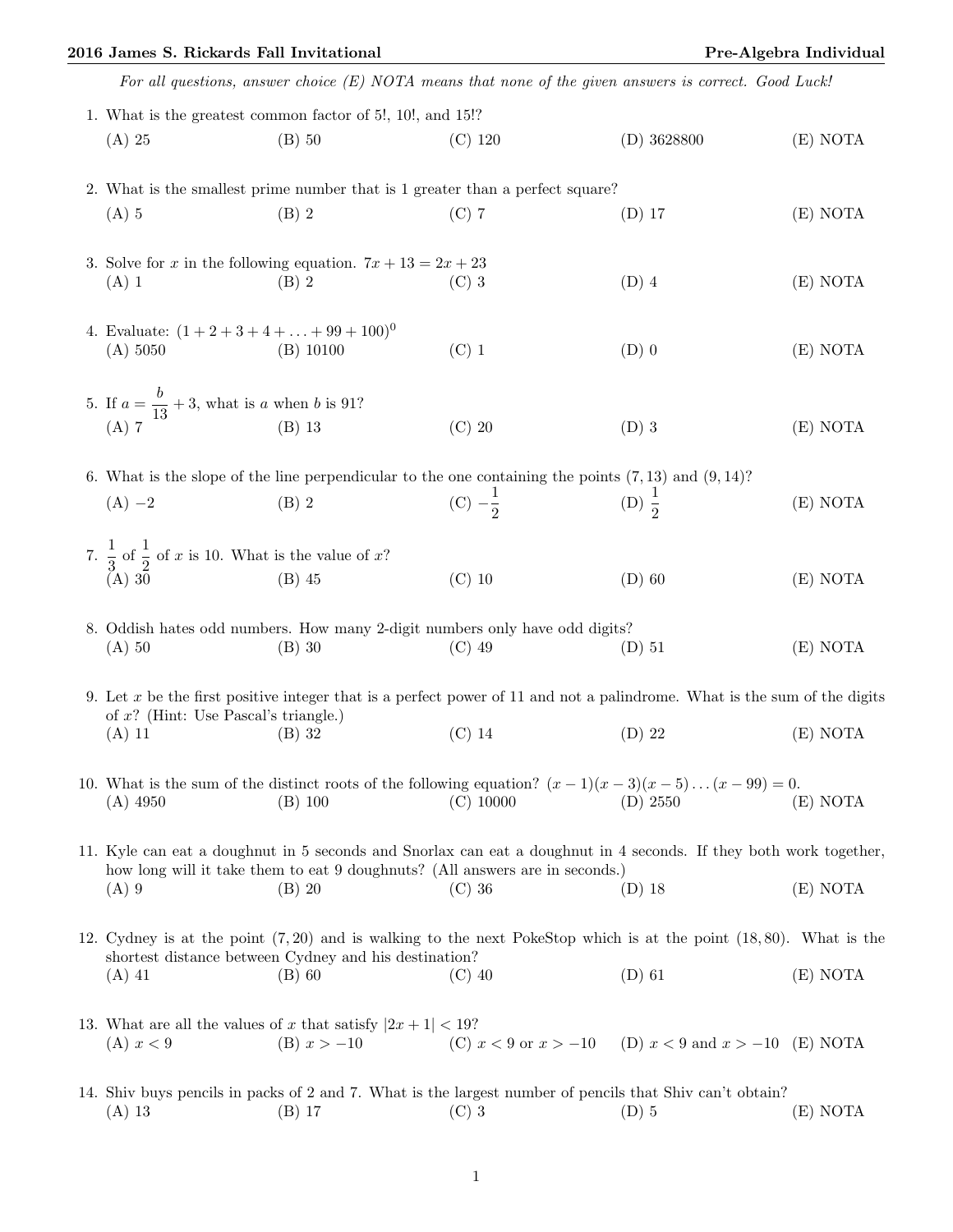**2016 James S. Rickards Fall Invitational** — **Pre-Algebra Individual**

*For all questions, answer choice (E) NOTA means that none of the given answers is correct. Good Luck!*

1. What is the greatest common factor of 5!, 10!, and 15!?
   (A) 25 (B) 50 (C) 120 (D) 3628800 (E) NOTA

2. What is the smallest prime number that is 1 greater than a perfect square?
   (A) 5 (B) 2 (C) 7 (D) 17 (E) NOTA

3. Solve for $x$ in the following equation. $7x + 13 = 2x + 23$
   (A) 1 (B) 2 (C) 3 (D) 4 (E) NOTA

4. Evaluate: $(1 + 2 + 3 + 4 + \ldots + 99 + 100)^0$
   (A) 5050 (B) 10100 (C) 1 (D) 0 (E) NOTA

5. If $a = \dfrac{b}{13} + 3$, what is $a$ when $b$ is 91?
   (A) 7 (B) 13 (C) 20 (D) 3 (E) NOTA

6. What is the slope of the line perpendicular to the one containing the points $(7, 13)$ and $(9, 14)$?
   (A) $-2$ (B) 2 (C) $-\dfrac{1}{2}$ (D) $\dfrac{1}{2}$ (E) NOTA

7. $\dfrac{1}{3}$ of $\dfrac{1}{2}$ of $x$ is 10. What is the value of $x$?
   (A) 30 (B) 45 (C) 10 (D) 60 (E) NOTA

8. Oddish hates odd numbers. How many 2-digit numbers only have odd digits?
   (A) 50 (B) 30 (C) 49 (D) 51 (E) NOTA

9. Let $x$ be the first positive integer that is a perfect power of 11 and not a palindrome. What is the sum of the digits of $x$? (Hint: Use Pascal's triangle.)
   (A) 11 (B) 32 (C) 14 (D) 22 (E) NOTA

10. What is the sum of the distinct roots of the following equation? $(x - 1)(x - 3)(x - 5) \ldots (x - 99) = 0$.
    (A) 4950 (B) 100 (C) 10000 (D) 2550 (E) NOTA

11. Kyle can eat a doughnut in 5 seconds and Snorlax can eat a doughnut in 4 seconds. If they both work together, how long will it take them to eat 9 doughnuts? (All answers are in seconds.)
    (A) 9 (B) 20 (C) 36 (D) 18 (E) NOTA

12. Cydney is at the point $(7, 20)$ and is walking to the next PokeStop which is at the point $(18, 80)$. What is the shortest distance between Cydney and his destination?
    (A) 41 (B) 60 (C) 40 (D) 61 (E) NOTA

13. What are all the values of $x$ that satisfy $|2x + 1| < 19$?
    (A) $x < 9$ (B) $x > -10$ (C) $x < 9$ or $x > -10$ (D) $x < 9$ and $x > -10$ (E) NOTA

14. Shiv buys pencils in packs of 2 and 7. What is the largest number of pencils that Shiv can't obtain?
    (A) 13 (B) 17 (C) 3 (D) 5 (E) NOTA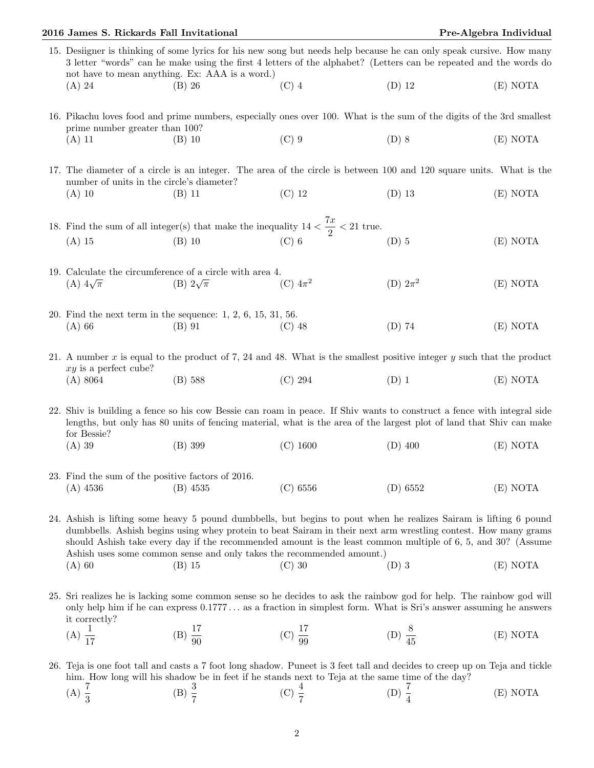15. Desiigner is thinking of some lyrics for his new song but needs help because he can only speak cursive. How many 3 letter "words" can he make using the first 4 letters of the alphabet? (Letters can be repeated and the words do not have to mean anything. Ex: AAA is a word.)
(A) 24 (B) 26 (C) 4 (D) 12 (E) NOTA

16. Pikachu loves food and prime numbers, especially ones over 100. What is the sum of the digits of the 3rd smallest prime number greater than 100?
(A) 11 (B) 10 (C) 9 (D) 8 (E) NOTA

17. The diameter of a circle is an integer. The area of the circle is between 100 and 120 square units. What is the number of units in the circle's diameter?
(A) 10 (B) 11 (C) 12 (D) 13 (E) NOTA

18. Find the sum of all integer(s) that make the inequality $14 < \frac{7x}{2} < 21$ true.
(A) 15 (B) 10 (C) 6 (D) 5 (E) NOTA

19. Calculate the circumference of a circle with area 4.
(A) $4\sqrt{\pi}$ (B) $2\sqrt{\pi}$ (C) $4\pi^2$ (D) $2\pi^2$ (E) NOTA

20. Find the next term in the sequence: 1, 2, 6, 15, 31, 56.
(A) 66 (B) 91 (C) 48 (D) 74 (E) NOTA

21. A number $x$ is equal to the product of 7, 24 and 48. What is the smallest positive integer $y$ such that the product $xy$ is a perfect cube?
(A) 8064 (B) 588 (C) 294 (D) 1 (E) NOTA

22. Shiv is building a fence so his cow Bessie can roam in peace. If Shiv wants to construct a fence with integral side lengths, but only has 80 units of fencing material, what is the area of the largest plot of land that Shiv can make for Bessie?
(A) 39 (B) 399 (C) 1600 (D) 400 (E) NOTA

23. Find the sum of the positive factors of 2016.
(A) 4536 (B) 4535 (C) 6556 (D) 6552 (E) NOTA

24. Ashish is lifting some heavy 5 pound dumbbells, but begins to pout when he realizes Sairam is lifting 6 pound dumbbells. Ashish begins using whey protein to beat Sairam in their next arm wrestling contest. How many grams should Ashish take every day if the recommended amount is the least common multiple of 6, 5, and 30? (Assume Ashish uses some common sense and only takes the recommended amount.)
(A) 60 (B) 15 (C) 30 (D) 3 (E) NOTA

25. Sri realizes he is lacking some common sense so he decides to ask the rainbow god for help. The rainbow god will only help him if he can express $0.1777\ldots$ as a fraction in simplest form. What is Sri's answer assuming he answers it correctly?
(A) $\frac{1}{17}$ (B) $\frac{17}{90}$ (C) $\frac{17}{99}$ (D) $\frac{8}{45}$ (E) NOTA

26. Teja is one foot tall and casts a 7 foot long shadow. Puneet is 3 feet tall and decides to creep up on Teja and tickle him. How long will his shadow be in feet if he stands next to Teja at the same time of the day?
(A) $\frac{7}{3}$ (B) $\frac{3}{7}$ (C) $\frac{4}{7}$ (D) $\frac{7}{4}$ (E) NOTA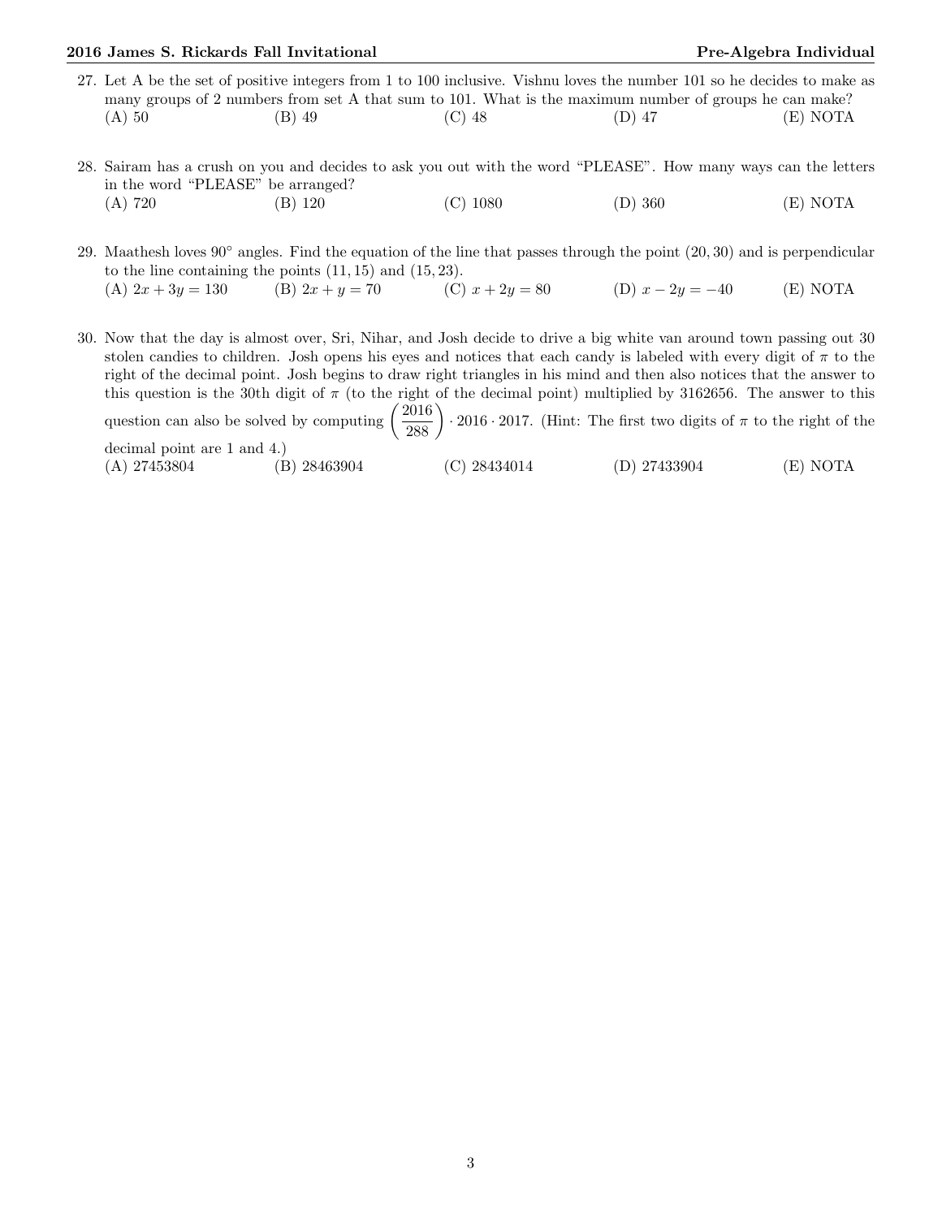27. Let A be the set of positive integers from 1 to 100 inclusive. Vishnu loves the number 101 so he decides to make as many groups of 2 numbers from set A that sum to 101. What is the maximum number of groups he can make?
(A) 50 (B) 49 (C) 48 (D) 47 (E) NOTA

28. Sairam has a crush on you and decides to ask you out with the word "PLEASE". How many ways can the letters in the word "PLEASE" be arranged?
(A) 720 (B) 120 (C) 1080 (D) 360 (E) NOTA

29. Maathesh loves $90^\circ$ angles. Find the equation of the line that passes through the point $(20, 30)$ and is perpendicular to the line containing the points $(11, 15)$ and $(15, 23)$.
(A) $2x + 3y = 130$ (B) $2x + y = 70$ (C) $x + 2y = 80$ (D) $x - 2y = -40$ (E) NOTA

30. Now that the day is almost over, Sri, Nihar, and Josh decide to drive a big white van around town passing out 30 stolen candies to children. Josh opens his eyes and notices that each candy is labeled with every digit of $\pi$ to the right of the decimal point. Josh begins to draw right triangles in his mind and then also notices that the answer to this question is the 30th digit of $\pi$ (to the right of the decimal point) multiplied by 3162656. The answer to this question can also be solved by computing $\left(\dfrac{2016}{288}\right) \cdot 2016 \cdot 2017$. (Hint: The first two digits of $\pi$ to the right of the decimal point are 1 and 4.)
(A) 27453804 (B) 28463904 (C) 28434014 (D) 27433904 (E) NOTA